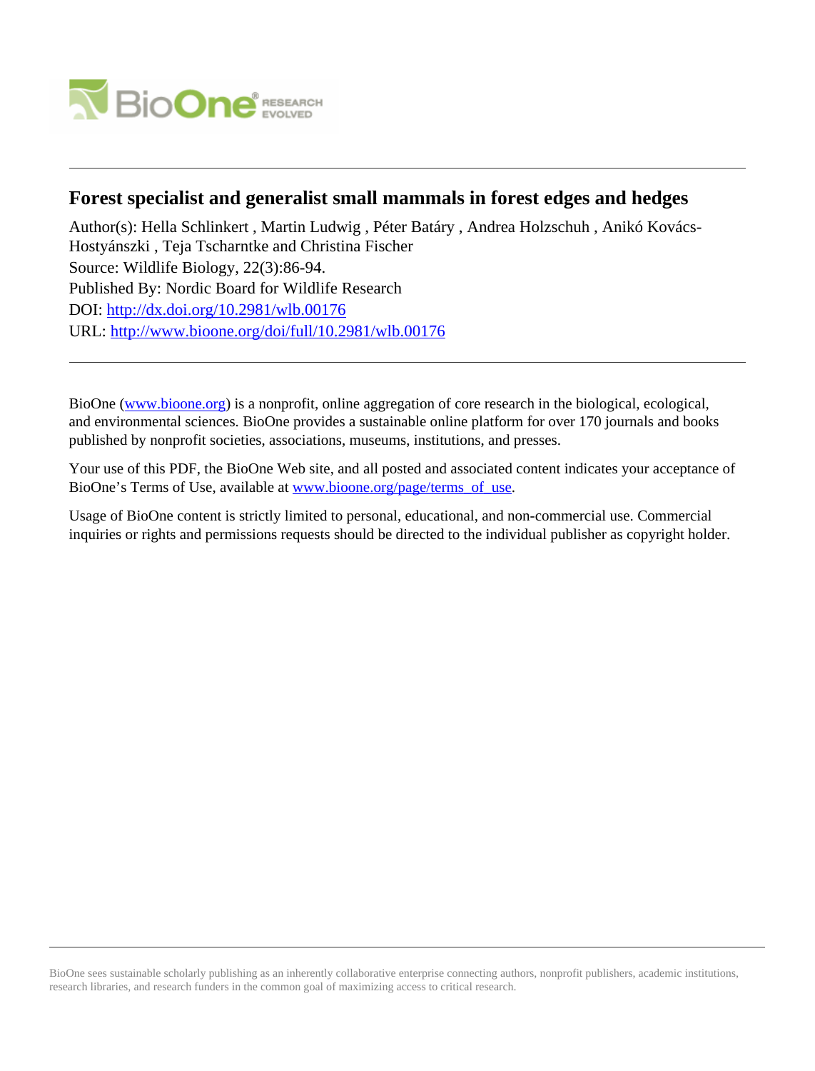# Forest specialist and generalist small mammals in forest edges and hedges

Author(s): Hella Schlinkert , Martin Ludwig , Péter Batáry , Andrea Holzschuh , Anikó Kovács-Hostyánszki , Teja Tscharntke and Christina Fischer

Source: Wildlife Biology, 22(3):86-94.

Published By: Nordic Board for Wildlife Research

DOI: http://dx.doi.org/10.2981/wlb.00176

URL: http://www.bioone.org/doi/full/10.2981/wlb.00176

---

BioOne (www.bioone.org) is a nonprofit, online aggregation of core research in the biological, ecological, and environmental sciences. BioOne provides a sustainable online platform for over 170 journals and books published by nonprofit societies, associations, museums, institutions, and presses.

Your use of this PDF, the BioOne Web site, and all posted and associated content indicates your acceptance of BioOne's Terms of Use, available at www.bioone.org/page/terms_of_use.

Usage of BioOne content is strictly limited to personal, educational, and non-commercial use. Commercial inquiries or rights and permissions requests should be directed to the individual publisher as copyright holder.

---

BioOne sees sustainable scholarly publishing as an inherently collaborative enterprise connecting authors, nonprofit publishers, academic institutions, research libraries, and research funders in the common goal of maximizing access to critical research.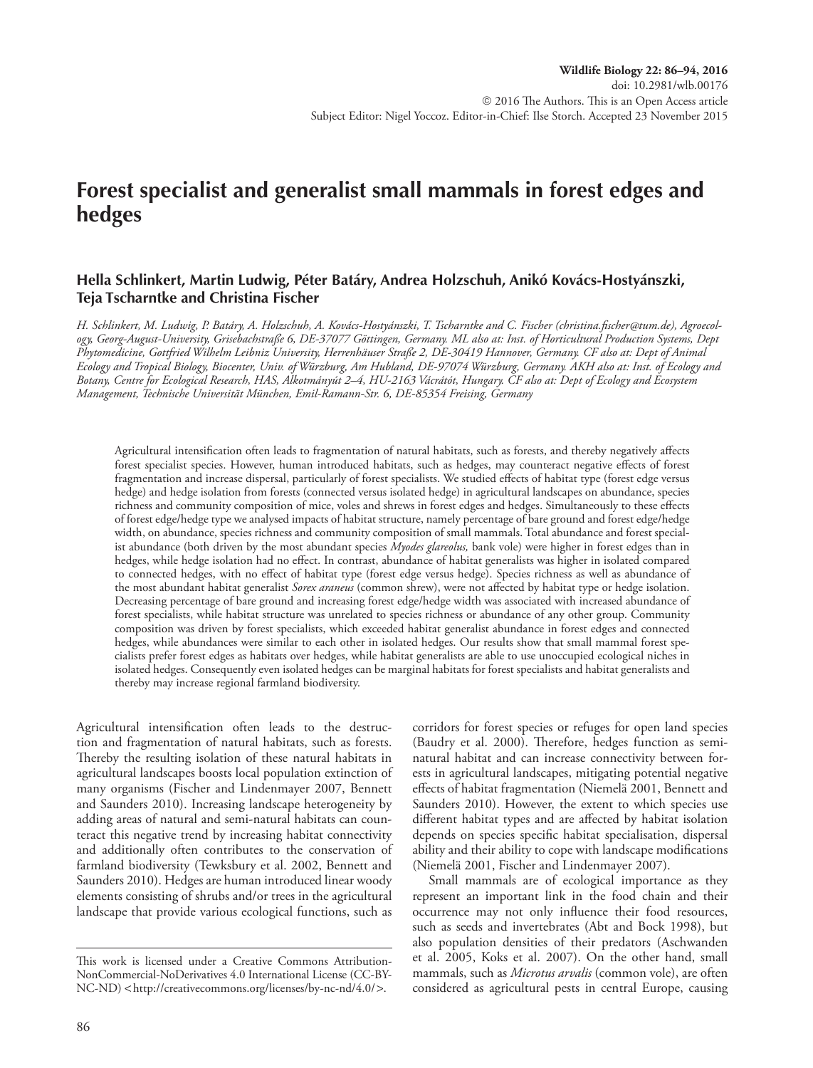Wildlife Biology 22: 86–94, 2016
doi: 10.2981/wlb.00176
© 2016 The Authors. This is an Open Access article
Subject Editor: Nigel Yoccoz. Editor-in-Chief: Ilse Storch. Accepted 23 November 2015

# Forest specialist and generalist small mammals in forest edges and hedges

**Hella Schlinkert, Martin Ludwig, Péter Batáry, Andrea Holzschuh, Anikó Kovács-Hostyánszki, Teja Tscharntke and Christina Fischer**

*H. Schlinkert, M. Ludwig, P. Batáry, A. Holzschuh, A. Kovács-Hostyánszki, T. Tscharntke and C. Fischer (christina.fischer@tum.de), Agroecology, Georg-August-University, Grisebachstraße 6, DE-37077 Göttingen, Germany. ML also at: Inst. of Horticultural Production Systems, Dept Phytomedicine, Gottfried Wilhelm Leibniz University, Herrenhäuser Straße 2, DE-30419 Hannover, Germany. CF also at: Dept of Animal Ecology and Tropical Biology, Biocenter, Univ. of Würzburg, Am Hubland, DE-97074 Würzburg, Germany. AKH also at: Inst. of Ecology and Botany, Centre for Ecological Research, HAS, Alkotmányút 2–4, HU-2163 Vácrátót, Hungary. CF also at: Dept of Ecology and Ecosystem Management, Technische Universität München, Emil-Ramann-Str. 6, DE-85354 Freising, Germany*

Agricultural intensification often leads to fragmentation of natural habitats, such as forests, and thereby negatively affects forest specialist species. However, human introduced habitats, such as hedges, may counteract negative effects of forest fragmentation and increase dispersal, particularly of forest specialists. We studied effects of habitat type (forest edge versus hedge) and hedge isolation from forests (connected versus isolated hedge) in agricultural landscapes on abundance, species richness and community composition of mice, voles and shrews in forest edges and hedges. Simultaneously to these effects of forest edge/hedge type we analysed impacts of habitat structure, namely percentage of bare ground and forest edge/hedge width, on abundance, species richness and community composition of small mammals. Total abundance and forest specialist abundance (both driven by the most abundant species *Myodes glareolus,* bank vole) were higher in forest edges than in hedges, while hedge isolation had no effect. In contrast, abundance of habitat generalists was higher in isolated compared to connected hedges, with no effect of habitat type (forest edge versus hedge). Species richness as well as abundance of the most abundant habitat generalist *Sorex araneus* (common shrew), were not affected by habitat type or hedge isolation. Decreasing percentage of bare ground and increasing forest edge/hedge width was associated with increased abundance of forest specialists, while habitat structure was unrelated to species richness or abundance of any other group. Community composition was driven by forest specialists, which exceeded habitat generalist abundance in forest edges and connected hedges, while abundances were similar to each other in isolated hedges. Our results show that small mammal forest specialists prefer forest edges as habitats over hedges, while habitat generalists are able to use unoccupied ecological niches in isolated hedges. Consequently even isolated hedges can be marginal habitats for forest specialists and habitat generalists and thereby may increase regional farmland biodiversity.

Agricultural intensification often leads to the destruction and fragmentation of natural habitats, such as forests. Thereby the resulting isolation of these natural habitats in agricultural landscapes boosts local population extinction of many organisms (Fischer and Lindenmayer 2007, Bennett and Saunders 2010). Increasing landscape heterogeneity by adding areas of natural and semi-natural habitats can counteract this negative trend by increasing habitat connectivity and additionally often contributes to the conservation of farmland biodiversity (Tewksbury et al. 2002, Bennett and Saunders 2010). Hedges are human introduced linear woody elements consisting of shrubs and/or trees in the agricultural landscape that provide various ecological functions, such as corridors for forest species or refuges for open land species (Baudry et al. 2000). Therefore, hedges function as semi-natural habitat and can increase connectivity between forests in agricultural landscapes, mitigating potential negative effects of habitat fragmentation (Niemelä 2001, Bennett and Saunders 2010). However, the extent to which species use different habitat types and are affected by habitat isolation depends on species specific habitat specialisation, dispersal ability and their ability to cope with landscape modifications (Niemelä 2001, Fischer and Lindenmayer 2007).

Small mammals are of ecological importance as they represent an important link in the food chain and their occurrence may not only influence their food resources, such as seeds and invertebrates (Abt and Bock 1998), but also population densities of their predators (Aschwanden et al. 2005, Koks et al. 2007). On the other hand, small mammals, such as *Microtus arvalis* (common vole), are often considered as agricultural pests in central Europe, causing

This work is licensed under a Creative Commons Attribution-NonCommercial-NoDerivatives 4.0 International License (CC-BY-NC-ND) <http://creativecommons.org/licenses/by-nc-nd/4.0/>.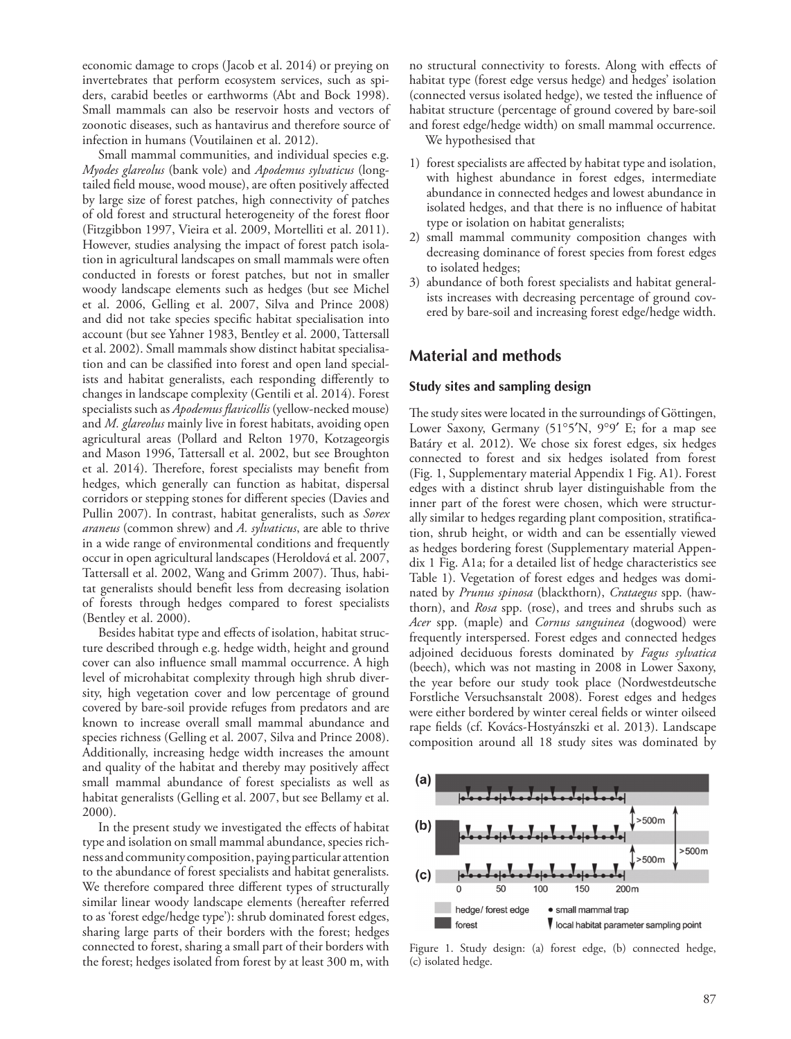economic damage to crops (Jacob et al. 2014) or preying on invertebrates that perform ecosystem services, such as spiders, carabid beetles or earthworms (Abt and Bock 1998). Small mammals can also be reservoir hosts and vectors of zoonotic diseases, such as hantavirus and therefore source of infection in humans (Voutilainen et al. 2012).

Small mammal communities, and individual species e.g. *Myodes glareolus* (bank vole) and *Apodemus sylvaticus* (long-tailed field mouse, wood mouse), are often positively affected by large size of forest patches, high connectivity of patches of old forest and structural heterogeneity of the forest floor (Fitzgibbon 1997, Vieira et al. 2009, Mortelliti et al. 2011). However, studies analysing the impact of forest patch isolation in agricultural landscapes on small mammals were often conducted in forests or forest patches, but not in smaller woody landscape elements such as hedges (but see Michel et al. 2006, Gelling et al. 2007, Silva and Prince 2008) and did not take species specific habitat specialisation into account (but see Yahner 1983, Bentley et al. 2000, Tattersall et al. 2002). Small mammals show distinct habitat specialisation and can be classified into forest and open land specialists and habitat generalists, each responding differently to changes in landscape complexity (Gentili et al. 2014). Forest specialists such as *Apodemus flavicollis* (yellow-necked mouse) and *M. glareolus* mainly live in forest habitats, avoiding open agricultural areas (Pollard and Relton 1970, Kotzageorgis and Mason 1996, Tattersall et al. 2002, but see Broughton et al. 2014). Therefore, forest specialists may benefit from hedges, which generally can function as habitat, dispersal corridors or stepping stones for different species (Davies and Pullin 2007). In contrast, habitat generalists, such as *Sorex araneus* (common shrew) and *A. sylvaticus*, are able to thrive in a wide range of environmental conditions and frequently occur in open agricultural landscapes (Heroldová et al. 2007, Tattersall et al. 2002, Wang and Grimm 2007). Thus, habitat generalists should benefit less from decreasing isolation of forests through hedges compared to forest specialists (Bentley et al. 2000).

Besides habitat type and effects of isolation, habitat structure described through e.g. hedge width, height and ground cover can also influence small mammal occurrence. A high level of microhabitat complexity through high shrub diversity, high vegetation cover and low percentage of ground covered by bare-soil provide refuges from predators and are known to increase overall small mammal abundance and species richness (Gelling et al. 2007, Silva and Prince 2008). Additionally, increasing hedge width increases the amount and quality of the habitat and thereby may positively affect small mammal abundance of forest specialists as well as habitat generalists (Gelling et al. 2007, but see Bellamy et al. 2000).

In the present study we investigated the effects of habitat type and isolation on small mammal abundance, species richness and community composition, paying particular attention to the abundance of forest specialists and habitat generalists. We therefore compared three different types of structurally similar linear woody landscape elements (hereafter referred to as 'forest edge/hedge type'): shrub dominated forest edges, sharing large parts of their borders with the forest; hedges connected to forest, sharing a small part of their borders with the forest; hedges isolated from forest by at least 300 m, with no structural connectivity to forests. Along with effects of habitat type (forest edge versus hedge) and hedges' isolation (connected versus isolated hedge), we tested the influence of habitat structure (percentage of ground covered by bare-soil and forest edge/hedge width) on small mammal occurrence.

We hypothesised that

1) forest specialists are affected by habitat type and isolation, with highest abundance in forest edges, intermediate abundance in connected hedges and lowest abundance in isolated hedges, and that there is no influence of habitat type or isolation on habitat generalists;
2) small mammal community composition changes with decreasing dominance of forest species from forest edges to isolated hedges;
3) abundance of both forest specialists and habitat generalists increases with decreasing percentage of ground covered by bare-soil and increasing forest edge/hedge width.

## Material and methods

### Study sites and sampling design

The study sites were located in the surroundings of Göttingen, Lower Saxony, Germany (51°5′N, 9°9′ E; for a map see Batáry et al. 2012). We chose six forest edges, six hedges connected to forest and six hedges isolated from forest (Fig. 1, Supplementary material Appendix 1 Fig. A1). Forest edges with a distinct shrub layer distinguishable from the inner part of the forest were chosen, which were structurally similar to hedges regarding plant composition, stratification, shrub height, or width and can be essentially viewed as hedges bordering forest (Supplementary material Appendix 1 Fig. A1a; for a detailed list of hedge characteristics see Table 1). Vegetation of forest edges and hedges was dominated by *Prunus spinosa* (blackthorn), *Crataegus* spp. (hawthorn), and *Rosa* spp. (rose), and trees and shrubs such as *Acer* spp. (maple) and *Cornus sanguinea* (dogwood) were frequently interspersed. Forest edges and connected hedges adjoined deciduous forests dominated by *Fagus sylvatica* (beech), which was not masting in 2008 in Lower Saxony, the year before our study took place (Nordwestdeutsche Forstliche Versuchsanstalt 2008). Forest edges and hedges were either bordered by winter cereal fields or winter oilseed rape fields (cf. Kovács-Hostyánszki et al. 2013). Landscape composition around all 18 study sites was dominated by

Figure 1. Study design: (a) forest edge, (b) connected hedge, (c) isolated hedge.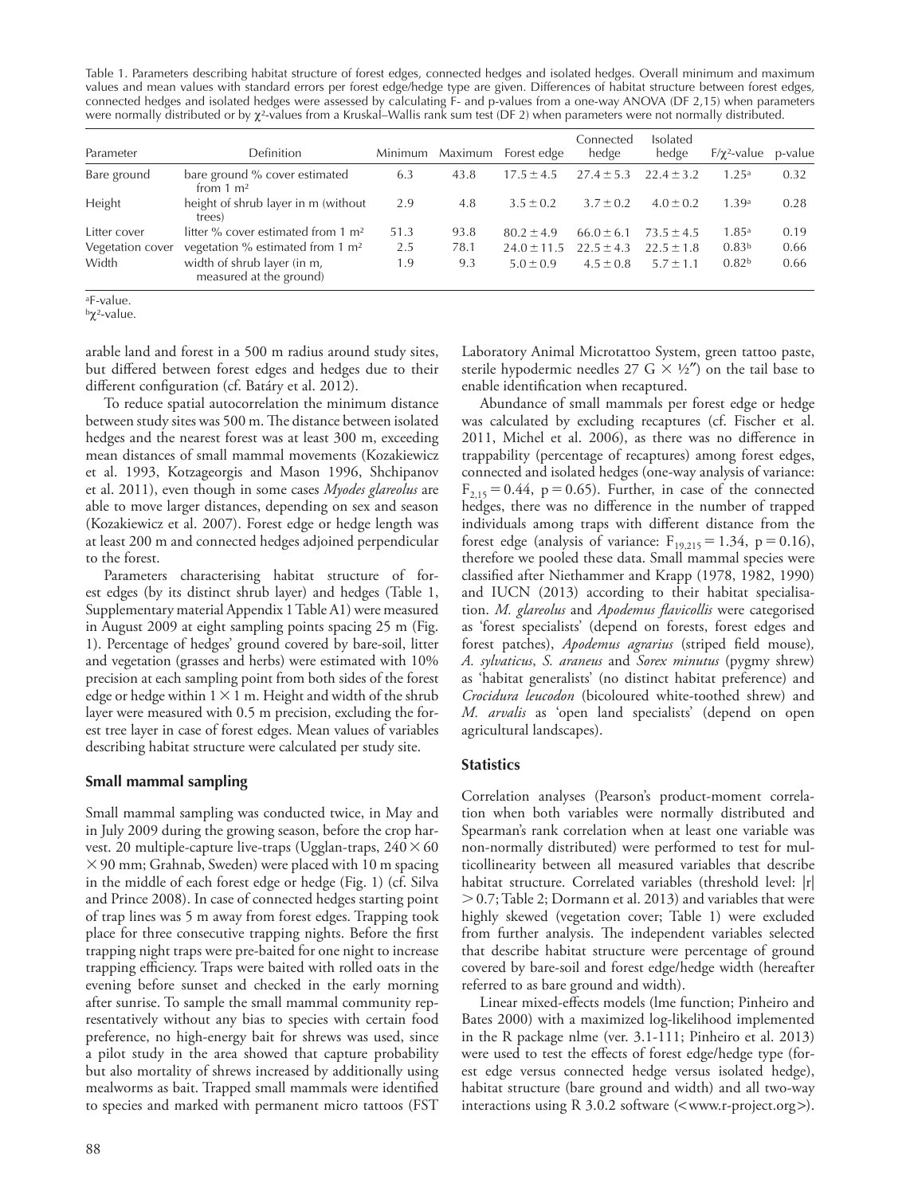Table 1. Parameters describing habitat structure of forest edges, connected hedges and isolated hedges. Overall minimum and maximum values and mean values with standard errors per forest edge/hedge type are given. Differences of habitat structure between forest edges, connected hedges and isolated hedges were assessed by calculating F- and p-values from a one-way ANOVA (DF 2,15) when parameters were normally distributed or by $\chi^2$-values from a Kruskal–Wallis rank sum test (DF 2) when parameters were not normally distributed.

| Parameter | Definition | Minimum | Maximum | Forest edge | Connected hedge | Isolated hedge | $F/\chi^2$-value | p-value |
|---|---|---|---|---|---|---|---|---|
| Bare ground | bare ground % cover estimated from 1 m² | 6.3 | 43.8 | 17.5 ± 4.5 | 27.4 ± 5.3 | 22.4 ± 3.2 | 1.25[a] | 0.32 |
| Height | height of shrub layer in m (without trees) | 2.9 | 4.8 | 3.5 ± 0.2 | 3.7 ± 0.2 | 4.0 ± 0.2 | 1.39[a] | 0.28 |
| Litter cover | litter % cover estimated from 1 m² | 51.3 | 93.8 | 80.2 ± 4.9 | 66.0 ± 6.1 | 73.5 ± 4.5 | 1.85[a] | 0.19 |
| Vegetation cover | vegetation % estimated from 1 m² | 2.5 | 78.1 | 24.0 ± 11.5 | 22.5 ± 4.3 | 22.5 ± 1.8 | 0.83[b] | 0.66 |
| Width | width of shrub layer (in m, measured at the ground) | 1.9 | 9.3 | 5.0 ± 0.9 | 4.5 ± 0.8 | 5.7 ± 1.1 | 0.82[b] | 0.66 |

[a]F-value.
[b]$\chi^2$-value.

arable land and forest in a 500 m radius around study sites, but differed between forest edges and hedges due to their different configuration (cf. Batáry et al. 2012).

To reduce spatial autocorrelation the minimum distance between study sites was 500 m. The distance between isolated hedges and the nearest forest was at least 300 m, exceeding mean distances of small mammal movements (Kozakiewicz et al. 1993, Kotzageorgis and Mason 1996, Shchipanov et al. 2011), even though in some cases *Myodes glareolus* are able to move larger distances, depending on sex and season (Kozakiewicz et al. 2007). Forest edge or hedge length was at least 200 m and connected hedges adjoined perpendicular to the forest.

Parameters characterising habitat structure of forest edges (by its distinct shrub layer) and hedges (Table 1, Supplementary material Appendix 1 Table A1) were measured in August 2009 at eight sampling points spacing 25 m (Fig. 1). Percentage of hedges' ground covered by bare-soil, litter and vegetation (grasses and herbs) were estimated with 10% precision at each sampling point from both sides of the forest edge or hedge within 1 × 1 m. Height and width of the shrub layer were measured with 0.5 m precision, excluding the forest tree layer in case of forest edges. Mean values of variables describing habitat structure were calculated per study site.

### Small mammal sampling

Small mammal sampling was conducted twice, in May and in July 2009 during the growing season, before the crop harvest. 20 multiple-capture live-traps (Ugglan-traps, 240 × 60 × 90 mm; Grahnab, Sweden) were placed with 10 m spacing in the middle of each forest edge or hedge (Fig. 1) (cf. Silva and Prince 2008). In case of connected hedges starting point of trap lines was 5 m away from forest edges. Trapping took place for three consecutive trapping nights. Before the first trapping night traps were pre-baited for one night to increase trapping efficiency. Traps were baited with rolled oats in the evening before sunset and checked in the early morning after sunrise. To sample the small mammal community representatively without any bias to species with certain food preference, no high-energy bait for shrews was used, since a pilot study in the area showed that capture probability but also mortality of shrews increased by additionally using mealworms as bait. Trapped small mammals were identified to species and marked with permanent micro tattoos (FST Laboratory Animal Microtattoo System, green tattoo paste, sterile hypodermic needles 27 G × ½″) on the tail base to enable identification when recaptured.

Abundance of small mammals per forest edge or hedge was calculated by excluding recaptures (cf. Fischer et al. 2011, Michel et al. 2006), as there was no difference in trappability (percentage of recaptures) among forest edges, connected and isolated hedges (one-way analysis of variance: $F_{2,15} = 0.44$, $p = 0.65$). Further, in case of the connected hedges, there was no difference in the number of trapped individuals among traps with different distance from the forest edge (analysis of variance: $F_{19,215} = 1.34$, $p = 0.16$), therefore we pooled these data. Small mammal species were classified after Niethammer and Krapp (1978, 1982, 1990) and IUCN (2013) according to their habitat specialisation. *M. glareolus* and *Apodemus flavicollis* were categorised as 'forest specialists' (depend on forests, forest edges and forest patches), *Apodemus agrarius* (striped field mouse), *A. sylvaticus*, *S. araneus* and *Sorex minutus* (pygmy shrew) as 'habitat generalists' (no distinct habitat preference) and *Crocidura leucodon* (bicoloured white-toothed shrew) and *M. arvalis* as 'open land specialists' (depend on open agricultural landscapes).

### Statistics

Correlation analyses (Pearson's product-moment correlation when both variables were normally distributed and Spearman's rank correlation when at least one variable was non-normally distributed) were performed to test for multicollinearity between all measured variables that describe habitat structure. Correlated variables (threshold level: $|r| > 0.7$; Table 2; Dormann et al. 2013) and variables that were highly skewed (vegetation cover; Table 1) were excluded from further analysis. The independent variables selected that describe habitat structure were percentage of ground covered by bare-soil and forest edge/hedge width (hereafter referred to as bare ground and width).

Linear mixed-effects models (lme function; Pinheiro and Bates 2000) with a maximized log-likelihood implemented in the R package nlme (ver. 3.1-111; Pinheiro et al. 2013) were used to test the effects of forest edge/hedge type (forest edge versus connected hedge versus isolated hedge), habitat structure (bare ground and width) and all two-way interactions using R 3.0.2 software (<www.r-project.org>).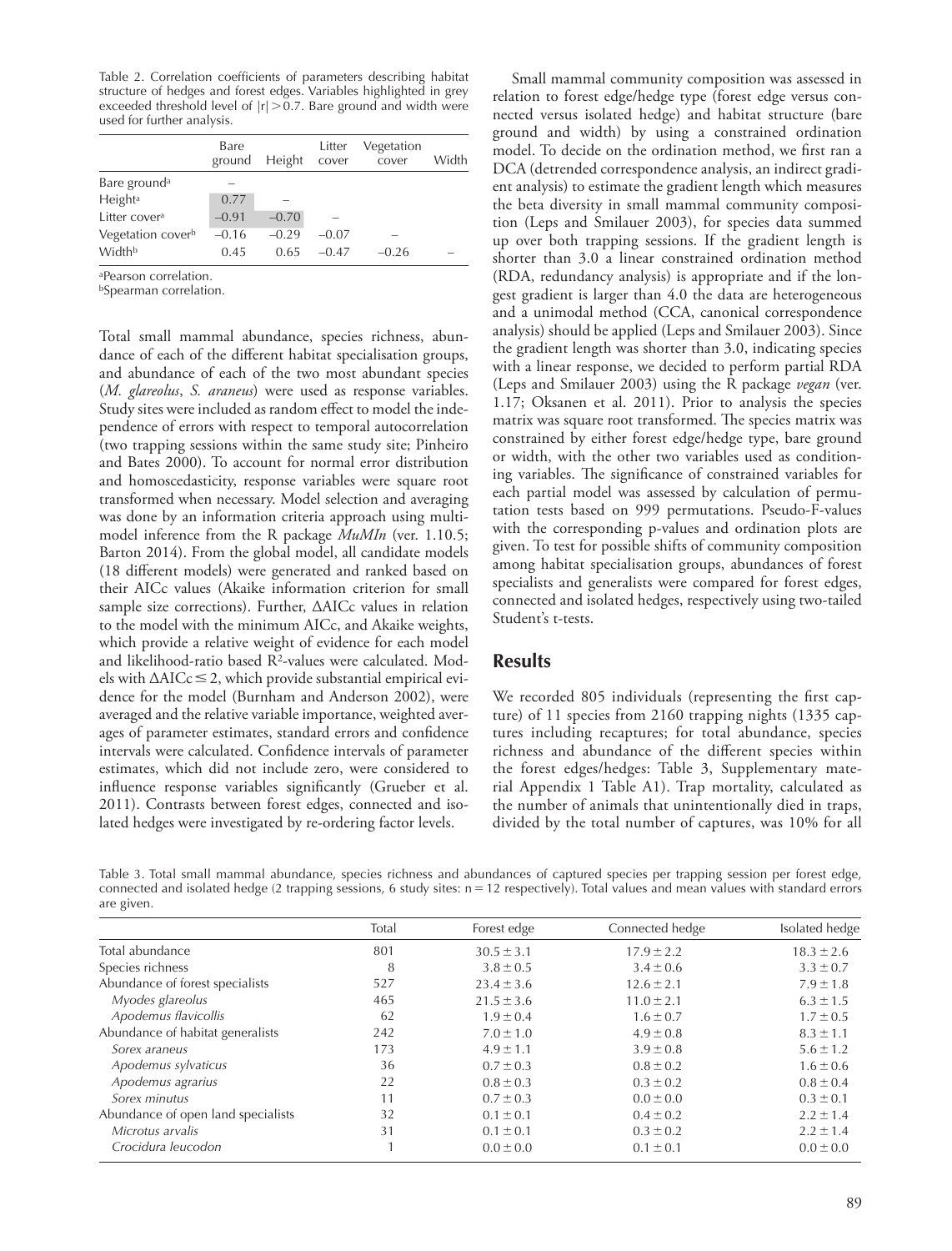Table 2. Correlation coefficients of parameters describing habitat structure of hedges and forest edges. Variables highlighted in grey exceeded threshold level of $|r| > 0.7$. Bare ground and width were used for further analysis.

| | Bare ground | Height | Litter cover | Vegetation cover | Width |
|---|---|---|---|---|---|
| Bare ground[a] | – | | | | |
| Height[a] | 0.77 | – | | | |
| Litter cover[a] | –0.91 | –0.70 | – | | |
| Vegetation cover[b] | –0.16 | –0.29 | –0.07 | – | |
| Width[b] | 0.45 | 0.65 | –0.47 | –0.26 | – |

[a]Pearson correlation.
[b]Spearman correlation.

Total small mammal abundance, species richness, abundance of each of the different habitat specialisation groups, and abundance of each of the two most abundant species (*M. glareolus*, *S. araneus*) were used as response variables. Study sites were included as random effect to model the independence of errors with respect to temporal autocorrelation (two trapping sessions within the same study site; Pinheiro and Bates 2000). To account for normal error distribution and homoscedasticity, response variables were square root transformed when necessary. Model selection and averaging was done by an information criteria approach using multimodel inference from the R package *MuMIn* (ver. 1.10.5; Barton 2014). From the global model, all candidate models (18 different models) were generated and ranked based on their AICc values (Akaike information criterion for small sample size corrections). Further, ΔAICc values in relation to the model with the minimum AICc, and Akaike weights, which provide a relative weight of evidence for each model and likelihood-ratio based $R^2$-values were calculated. Models with $\Delta AICc \leq 2$, which provide substantial empirical evidence for the model (Burnham and Anderson 2002), were averaged and the relative variable importance, weighted averages of parameter estimates, standard errors and confidence intervals were calculated. Confidence intervals of parameter estimates, which did not include zero, were considered to influence response variables significantly (Grueber et al. 2011). Contrasts between forest edges, connected and isolated hedges were investigated by re-ordering factor levels.

Small mammal community composition was assessed in relation to forest edge/hedge type (forest edge versus connected versus isolated hedge) and habitat structure (bare ground and width) by using a constrained ordination model. To decide on the ordination method, we first ran a DCA (detrended correspondence analysis, an indirect gradient analysis) to estimate the gradient length which measures the beta diversity in small mammal community composition (Leps and Smilauer 2003), for species data summed up over both trapping sessions. If the gradient length is shorter than 3.0 a linear constrained ordination method (RDA, redundancy analysis) is appropriate and if the longest gradient is larger than 4.0 the data are heterogeneous and a unimodal method (CCA, canonical correspondence analysis) should be applied (Leps and Smilauer 2003). Since the gradient length was shorter than 3.0, indicating species with a linear response, we decided to perform partial RDA (Leps and Smilauer 2003) using the R package *vegan* (ver. 1.17; Oksanen et al. 2011). Prior to analysis the species matrix was square root transformed. The species matrix was constrained by either forest edge/hedge type, bare ground or width, with the other two variables used as conditioning variables. The significance of constrained variables for each partial model was assessed by calculation of permutation tests based on 999 permutations. Pseudo-F-values with the corresponding p-values and ordination plots are given. To test for possible shifts of community composition among habitat specialisation groups, abundances of forest specialists and generalists were compared for forest edges, connected and isolated hedges, respectively using two-tailed Student's t-tests.

## Results

We recorded 805 individuals (representing the first capture) of 11 species from 2160 trapping nights (1335 captures including recaptures; for total abundance, species richness and abundance of the different species within the forest edges/hedges: Table 3, Supplementary material Appendix 1 Table A1). Trap mortality, calculated as the number of animals that unintentionally died in traps, divided by the total number of captures, was 10% for all

Table 3. Total small mammal abundance, species richness and abundances of captured species per trapping session per forest edge, connected and isolated hedge (2 trapping sessions, 6 study sites: n = 12 respectively). Total values and mean values with standard errors are given.

| | Total | Forest edge | Connected hedge | Isolated hedge |
|---|---|---|---|---|
| Total abundance | 801 | 30.5 ± 3.1 | 17.9 ± 2.2 | 18.3 ± 2.6 |
| Species richness | 8 | 3.8 ± 0.5 | 3.4 ± 0.6 | 3.3 ± 0.7 |
| Abundance of forest specialists | 527 | 23.4 ± 3.6 | 12.6 ± 2.1 | 7.9 ± 1.8 |
| *Myodes glareolus* | 465 | 21.5 ± 3.6 | 11.0 ± 2.1 | 6.3 ± 1.5 |
| *Apodemus flavicollis* | 62 | 1.9 ± 0.4 | 1.6 ± 0.7 | 1.7 ± 0.5 |
| Abundance of habitat generalists | 242 | 7.0 ± 1.0 | 4.9 ± 0.8 | 8.3 ± 1.1 |
| *Sorex araneus* | 173 | 4.9 ± 1.1 | 3.9 ± 0.8 | 5.6 ± 1.2 |
| *Apodemus sylvaticus* | 36 | 0.7 ± 0.3 | 0.8 ± 0.2 | 1.6 ± 0.6 |
| *Apodemus agrarius* | 22 | 0.8 ± 0.3 | 0.3 ± 0.2 | 0.8 ± 0.4 |
| *Sorex minutus* | 11 | 0.7 ± 0.3 | 0.0 ± 0.0 | 0.3 ± 0.1 |
| Abundance of open land specialists | 32 | 0.1 ± 0.1 | 0.4 ± 0.2 | 2.2 ± 1.4 |
| *Microtus arvalis* | 31 | 0.1 ± 0.1 | 0.3 ± 0.2 | 2.2 ± 1.4 |
| *Crocidura leucodon* | 1 | 0.0 ± 0.0 | 0.1 ± 0.1 | 0.0 ± 0.0 |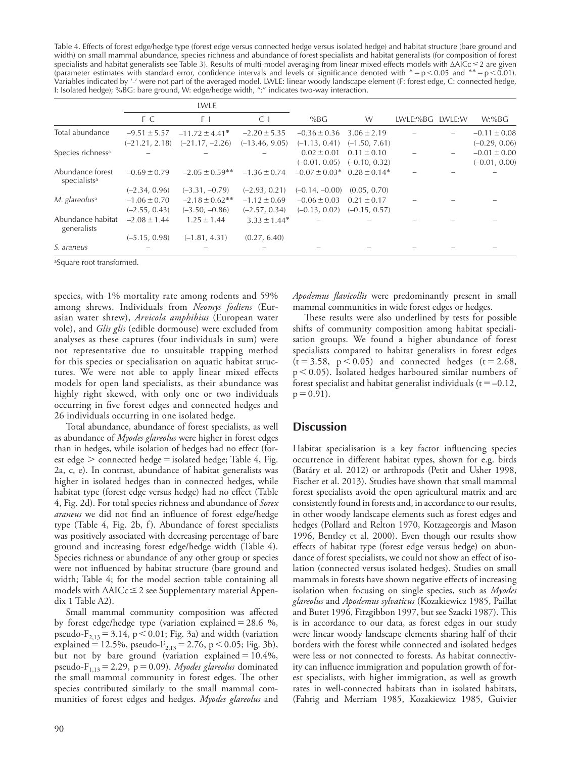Table 4. Effects of forest edge/hedge type (forest edge versus connected hedge versus isolated hedge) and habitat structure (bare ground and width) on small mammal abundance, species richness and abundance of forest specialists and habitat generalists (for composition of forest specialists and habitat generalists see Table 3). Results of multi-model averaging from linear mixed effects models with ΔAICc ≤ 2 are given (parameter estimates with standard error, confidence intervals and levels of significance denoted with * = p < 0.05 and ** = p < 0.01). Variables indicated by '-' were not part of the averaged model. LWLE: linear woody landscape element (F: forest edge, C: connected hedge, I: Isolated hedge); %BG: bare ground, W: edge/hedge width, ":" indicates two-way interaction.

| | LWLE | | | | | | | |
|---|---|---|---|---|---|---|---|---|
| | F–C | F–I | C–I | %BG | W | LWLE:%BG | LWLE:W | W:%BG |
| Total abundance | −9.51 ± 5.57 | −11.72 ± 4.41* | −2.20 ± 5.35 | −0.36 ± 0.36 | 3.06 ± 2.19 | – | – | −0.11 ± 0.08 |
| | (−21.21, 2.18) | (−21.17, −2.26) | (−13.46, 9.05) | (−1.13, 0.41) | (−1.50, 7.61) | | | (−0.29, 0.06) |
| Species richness[a] | – | – | – | 0.02 ± 0.01 | 0.11 ± 0.10 | – | – | −0.01 ± 0.00 |
| | | | | (−0.01, 0.05) | (−0.10, 0.32) | | | (−0.01, 0.00) |
| Abundance forest specialists[a] | −0.69 ± 0.79 | −2.05 ± 0.59** | −1.36 ± 0.74 | −0.07 ± 0.03* | 0.28 ± 0.14* | – | – | – |
| | (−2.34, 0.96) | (−3.31, −0.79) | (−2.93, 0.21) | (−0.14, −0.00) | (0.05, 0.70) | | | |
| *M. glareolus*[a] | −1.06 ± 0.70 | −2.18 ± 0.62** | −1.12 ± 0.69 | −0.06 ± 0.03 | 0.21 ± 0.17 | – | – | – |
| | (−2.55, 0.43) | (−3.50, −0.86) | (−2.57, 0.34) | (−0.13, 0.02) | (−0.15, 0.57) | | | |
| Abundance habitat generalists | −2.08 ± 1.44 | 1.25 ± 1.44 | 3.33 ± 1.44* | – | – | – | – | – |
| | (−5.15, 0.98) | (−1.81, 4.31) | (0.27, 6.40) | | | | | |
| *S. araneus* | – | – | – | – | – | – | – | – |

[a]Square root transformed.

species, with 1% mortality rate among rodents and 59% among shrews. Individuals from *Neomys fodiens* (Eurasian water shrew), *Arvicola amphibius* (European water vole), and *Glis glis* (edible dormouse) were excluded from analyses as these captures (four individuals in sum) were not representative due to unsuitable trapping method for this species or specialisation on aquatic habitat structures. We were not able to apply linear mixed effects models for open land specialists, as their abundance was highly right skewed, with only one or two individuals occurring in five forest edges and connected hedges and 26 individuals occurring in one isolated hedge.

Total abundance, abundance of forest specialists, as well as abundance of *Myodes glareolus* were higher in forest edges than in hedges, while isolation of hedges had no effect (forest edge > connected hedge = isolated hedge; Table 4, Fig. 2a, c, e). In contrast, abundance of habitat generalists was higher in isolated hedges than in connected hedges, while habitat type (forest edge versus hedge) had no effect (Table 4, Fig. 2d). For total species richness and abundance of *Sorex araneus* we did not find an influence of forest edge/hedge type (Table 4, Fig. 2b, f). Abundance of forest specialists was positively associated with decreasing percentage of bare ground and increasing forest edge/hedge width (Table 4). Species richness or abundance of any other group or species were not influenced by habitat structure (bare ground and width; Table 4; for the model section table containing all models with ΔAICc ≤ 2 see Supplementary material Appendix 1 Table A2).

Small mammal community composition was affected by forest edge/hedge type (variation explained = 28.6 %, pseudo-$F_{2,13}$ = 3.14, $p < 0.01$; Fig. 3a) and width (variation explained = 12.5%, pseudo-$F_{2,13}$ = 2.76, $p < 0.05$; Fig. 3b), but not by bare ground (variation explained = 10.4%, pseudo-$F_{1,13}$ = 2.29, $p = 0.09$). *Myodes glareolus* dominated the small mammal community in forest edges. The other species contributed similarly to the small mammal communities of forest edges and hedges. *Myodes glareolus* and *Apodemus flavicollis* were predominantly present in small mammal communities in wide forest edges or hedges.

These results were also underlined by tests for possible shifts of community composition among habitat specialisation groups. We found a higher abundance of forest specialists compared to habitat generalists in forest edges ($t = 3.58$, $p < 0.05$) and connected hedges ($t = 2.68$, $p < 0.05$). Isolated hedges harboured similar numbers of forest specialist and habitat generalist individuals ($t = -0.12$, $p = 0.91$).

## Discussion

Habitat specialisation is a key factor influencing species occurrence in different habitat types, shown for e.g. birds (Batáry et al. 2012) or arthropods (Petit and Usher 1998, Fischer et al. 2013). Studies have shown that small mammal forest specialists avoid the open agricultural matrix and are consistently found in forests and, in accordance to our results, in other woody landscape elements such as forest edges and hedges (Pollard and Relton 1970, Kotzageorgis and Mason 1996, Bentley et al. 2000). Even though our results show effects of habitat type (forest edge versus hedge) on abundance of forest specialists, we could not show an effect of isolation (connected versus isolated hedges). Studies on small mammals in forests have shown negative effects of increasing isolation when focusing on single species, such as *Myodes glareolus* and *Apodemus sylvaticus* (Kozakiewicz 1985, Paillat and Butet 1996, Fitzgibbon 1997, but see Szacki 1987). This is in accordance to our data, as forest edges in our study were linear woody landscape elements sharing half of their borders with the forest while connected and isolated hedges were less or not connected to forests. As habitat connectivity can influence immigration and population growth of forest specialists, with higher immigration, as well as growth rates in well-connected habitats than in isolated habitats, (Fahrig and Merriam 1985, Kozakiewicz 1985, Guivier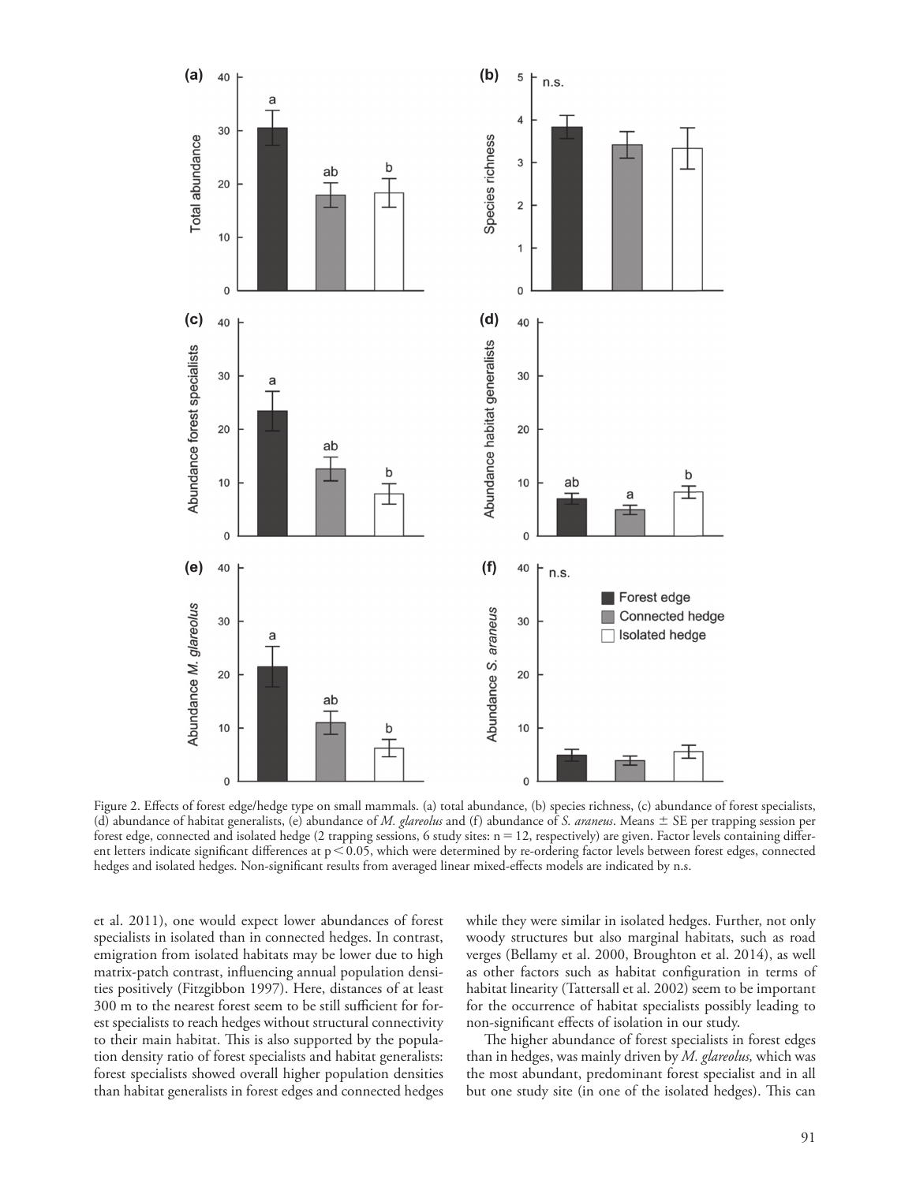Figure 2. Effects of forest edge/hedge type on small mammals. (a) total abundance, (b) species richness, (c) abundance of forest specialists, (d) abundance of habitat generalists, (e) abundance of *M. glareolus* and (f) abundance of *S. araneus*. Means ± SE per trapping session per forest edge, connected and isolated hedge (2 trapping sessions, 6 study sites: n = 12, respectively) are given. Factor levels containing different letters indicate significant differences at $p < 0.05$, which were determined by re-ordering factor levels between forest edges, connected hedges and isolated hedges. Non-significant results from averaged linear mixed-effects models are indicated by n.s.

et al. 2011), one would expect lower abundances of forest specialists in isolated than in connected hedges. In contrast, emigration from isolated habitats may be lower due to high matrix-patch contrast, influencing annual population densities positively (Fitzgibbon 1997). Here, distances of at least 300 m to the nearest forest seem to be still sufficient for forest specialists to reach hedges without structural connectivity to their main habitat. This is also supported by the population density ratio of forest specialists and habitat generalists: forest specialists showed overall higher population densities than habitat generalists in forest edges and connected hedges while they were similar in isolated hedges. Further, not only woody structures but also marginal habitats, such as road verges (Bellamy et al. 2000, Broughton et al. 2014), as well as other factors such as habitat configuration in terms of habitat linearity (Tattersall et al. 2002) seem to be important for the occurrence of habitat specialists possibly leading to non-significant effects of isolation in our study.

The higher abundance of forest specialists in forest edges than in hedges, was mainly driven by *M. glareolus,* which was the most abundant, predominant forest specialist and in all but one study site (in one of the isolated hedges). This can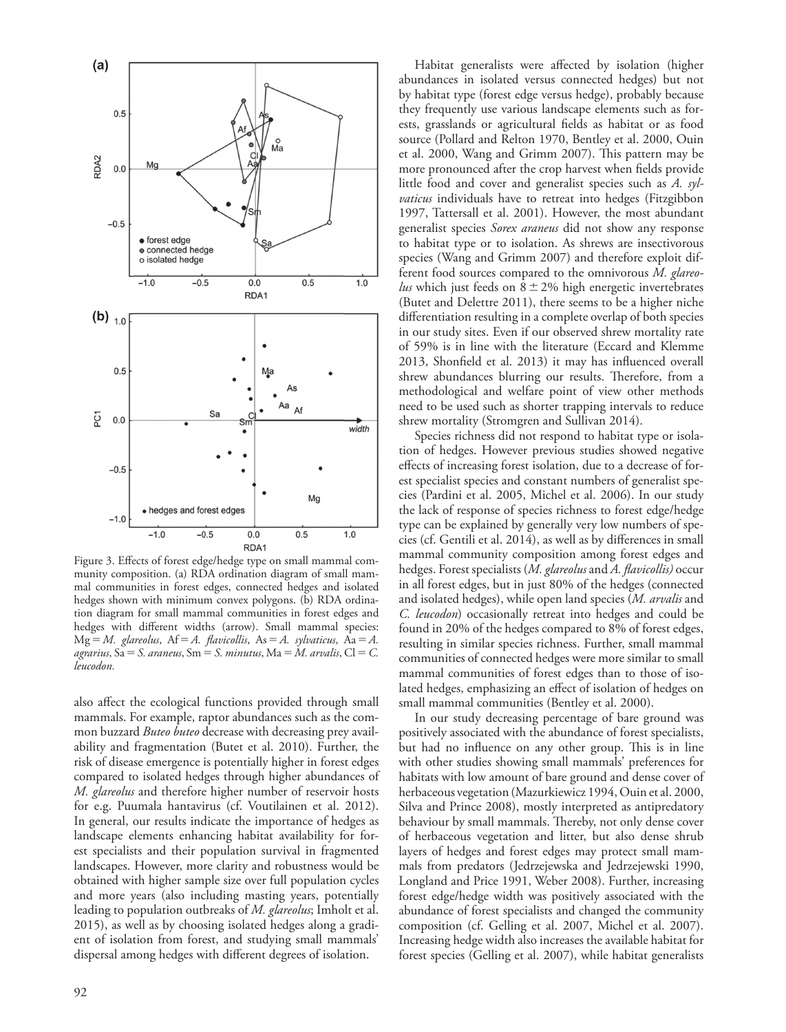Figure 3. Effects of forest edge/hedge type on small mammal community composition. (a) RDA ordination diagram of small mammal communities in forest edges, connected hedges and isolated hedges shown with minimum convex polygons. (b) RDA ordination diagram for small mammal communities in forest edges and hedges with different widths (arrow). Small mammal species: Mg = *M. glareolus*, Af = *A. flavicollis*, As = *A. sylvaticus*, Aa = *A. agrarius*, Sa = *S. araneus*, Sm = *S. minutus*, Ma = *M. arvalis*, Cl = *C. leucodon*.

also affect the ecological functions provided through small mammals. For example, raptor abundances such as the common buzzard *Buteo buteo* decrease with decreasing prey availability and fragmentation (Butet et al. 2010). Further, the risk of disease emergence is potentially higher in forest edges compared to isolated hedges through higher abundances of *M. glareolus* and therefore higher number of reservoir hosts for e.g. Puumala hantavirus (cf. Voutilainen et al. 2012). In general, our results indicate the importance of hedges as landscape elements enhancing habitat availability for forest specialists and their population survival in fragmented landscapes. However, more clarity and robustness would be obtained with higher sample size over full population cycles and more years (also including masting years, potentially leading to population outbreaks of *M. glareolus*; Imholt et al. 2015), as well as by choosing isolated hedges along a gradient of isolation from forest, and studying small mammals' dispersal among hedges with different degrees of isolation.

Habitat generalists were affected by isolation (higher abundances in isolated versus connected hedges) but not by habitat type (forest edge versus hedge), probably because they frequently use various landscape elements such as forests, grasslands or agricultural fields as habitat or as food source (Pollard and Relton 1970, Bentley et al. 2000, Ouin et al. 2000, Wang and Grimm 2007). This pattern may be more pronounced after the crop harvest when fields provide little food and cover and generalist species such as *A. sylvaticus* individuals have to retreat into hedges (Fitzgibbon 1997, Tattersall et al. 2001). However, the most abundant generalist species *Sorex araneus* did not show any response to habitat type or to isolation. As shrews are insectivorous species (Wang and Grimm 2007) and therefore exploit different food sources compared to the omnivorous *M. glareolus* which just feeds on $8 \pm 2\%$ high energetic invertebrates (Butet and Delettre 2011), there seems to be a higher niche differentiation resulting in a complete overlap of both species in our study sites. Even if our observed shrew mortality rate of 59% is in line with the literature (Eccard and Klemme 2013, Shonfield et al. 2013) it may has influenced overall shrew abundances blurring our results. Therefore, from a methodological and welfare point of view other methods need to be used such as shorter trapping intervals to reduce shrew mortality (Stromgren and Sullivan 2014).

Species richness did not respond to habitat type or isolation of hedges. However previous studies showed negative effects of increasing forest isolation, due to a decrease of forest specialist species and constant numbers of generalist species (Pardini et al. 2005, Michel et al. 2006). In our study the lack of response of species richness to forest edge/hedge type can be explained by generally very low numbers of species (cf. Gentili et al. 2014), as well as by differences in small mammal community composition among forest edges and hedges. Forest specialists (*M. glareolus* and *A. flavicollis)* occur in all forest edges, but in just 80% of the hedges (connected and isolated hedges), while open land species (*M. arvalis* and *C. leucodon*) occasionally retreat into hedges and could be found in 20% of the hedges compared to 8% of forest edges, resulting in similar species richness. Further, small mammal communities of connected hedges were more similar to small mammal communities of forest edges than to those of isolated hedges, emphasizing an effect of isolation of hedges on small mammal communities (Bentley et al. 2000).

In our study decreasing percentage of bare ground was positively associated with the abundance of forest specialists, but had no influence on any other group. This is in line with other studies showing small mammals' preferences for habitats with low amount of bare ground and dense cover of herbaceous vegetation (Mazurkiewicz 1994, Ouin et al. 2000, Silva and Prince 2008), mostly interpreted as antipredatory behaviour by small mammals. Thereby, not only dense cover of herbaceous vegetation and litter, but also dense shrub layers of hedges and forest edges may protect small mammals from predators (Jedrzejewska and Jedrzejewski 1990, Longland and Price 1991, Weber 2008). Further, increasing forest edge/hedge width was positively associated with the abundance of forest specialists and changed the community composition (cf. Gelling et al. 2007, Michel et al. 2007). Increasing hedge width also increases the available habitat for forest species (Gelling et al. 2007), while habitat generalists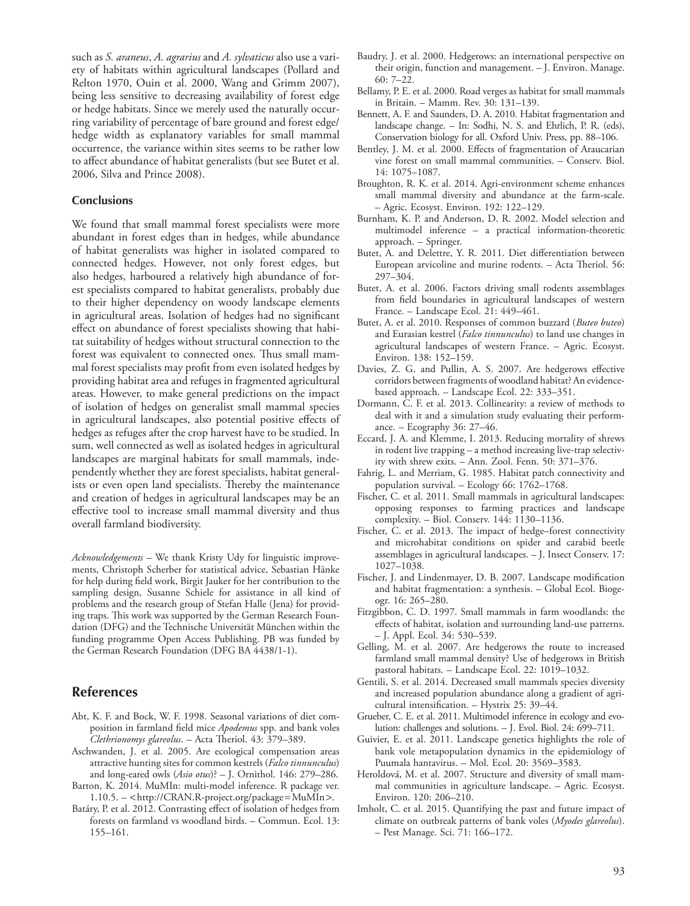such as *S. araneus*, *A. agrarius* and *A. sylvaticus* also use a variety of habitats within agricultural landscapes (Pollard and Relton 1970, Ouin et al. 2000, Wang and Grimm 2007), being less sensitive to decreasing availability of forest edge or hedge habitats. Since we merely used the naturally occurring variability of percentage of bare ground and forest edge/hedge width as explanatory variables for small mammal occurrence, the variance within sites seems to be rather low to affect abundance of habitat generalists (but see Butet et al. 2006, Silva and Prince 2008).

## Conclusions

We found that small mammal forest specialists were more abundant in forest edges than in hedges, while abundance of habitat generalists was higher in isolated compared to connected hedges. However, not only forest edges, but also hedges, harboured a relatively high abundance of forest specialists compared to habitat generalists, probably due to their higher dependency on woody landscape elements in agricultural areas. Isolation of hedges had no significant effect on abundance of forest specialists showing that habitat suitability of hedges without structural connection to the forest was equivalent to connected ones. Thus small mammal forest specialists may profit from even isolated hedges by providing habitat area and refuges in fragmented agricultural areas. However, to make general predictions on the impact of isolation of hedges on generalist small mammal species in agricultural landscapes, also potential positive effects of hedges as refuges after the crop harvest have to be studied. In sum, well connected as well as isolated hedges in agricultural landscapes are marginal habitats for small mammals, independently whether they are forest specialists, habitat generalists or even open land specialists. Thereby the maintenance and creation of hedges in agricultural landscapes may be an effective tool to increase small mammal diversity and thus overall farmland biodiversity.

*Acknowledgements* – We thank Kristy Udy for linguistic improvements, Christoph Scherber for statistical advice, Sebastian Hänke for help during field work, Birgit Jauker for her contribution to the sampling design, Susanne Schiele for assistance in all kind of problems and the research group of Stefan Halle (Jena) for providing traps. This work was supported by the German Research Foundation (DFG) and the Technische Universität München within the funding programme Open Access Publishing. PB was funded by the German Research Foundation (DFG BA 4438/1-1).

## References

Abt, K. F. and Bock, W. F. 1998. Seasonal variations of diet composition in farmland field mice *Apodemus* spp. and bank voles *Clethrionomys glareolus*. – Acta Theriol. 43: 379–389.

Aschwanden, J. et al. 2005. Are ecological compensation areas attractive hunting sites for common kestrels (*Falco tinnunculus*) and long-eared owls (*Asio otus*)? – J. Ornithol. 146: 279–286.

Barton, K. 2014. MuMIn: multi-model inference. R package ver. 1.10.5. – <http://CRAN.R-project.org/package=MuMIn>.

Batáry, P. et al. 2012. Contrasting effect of isolation of hedges from forests on farmland vs woodland birds. – Commun. Ecol. 13: 155–161.

Baudry, J. et al. 2000. Hedgerows: an international perspective on their origin, function and management. – J. Environ. Manage. 60: 7–22.

Bellamy, P. E. et al. 2000. Road verges as habitat for small mammals in Britain. – Mamm. Rev. 30: 131–139.

Bennett, A. F. and Saunders, D. A. 2010. Habitat fragmentation and landscape change. – In: Sodhi, N. S. and Ehrlich, P. R. (eds), Conservation biology for all. Oxford Univ. Press, pp. 88–106.

Bentley, J. M. et al. 2000. Effects of fragmentation of Araucarian vine forest on small mammal communities. – Conserv. Biol. 14: 1075–1087.

Broughton, R. K. et al. 2014. Agri-environment scheme enhances small mammal diversity and abundance at the farm-scale. – Agric. Ecosyst. Environ. 192: 122–129.

Burnham, K. P. and Anderson, D. R. 2002. Model selection and multimodel inference – a practical information-theoretic approach. – Springer.

Butet, A. and Delettre, Y. R. 2011. Diet differentiation between European arvicoline and murine rodents. – Acta Theriol. 56: 297–304.

Butet, A. et al. 2006. Factors driving small rodents assemblages from field boundaries in agricultural landscapes of western France. – Landscape Ecol. 21: 449–461.

Butet, A. et al. 2010. Responses of common buzzard (*Buteo buteo*) and Eurasian kestrel (*Falco tinnunculus*) to land use changes in agricultural landscapes of western France. – Agric. Ecosyst. Environ. 138: 152–159.

Davies, Z. G. and Pullin, A. S. 2007. Are hedgerows effective corridors between fragments of woodland habitat? An evidence-based approach. – Landscape Ecol. 22: 333–351.

Dormann, C. F. et al. 2013. Collinearity: a review of methods to deal with it and a simulation study evaluating their performance. – Ecography 36: 27–46.

Eccard, J. A. and Klemme, I. 2013. Reducing mortality of shrews in rodent live trapping – a method increasing live-trap selectivity with shrew exits. – Ann. Zool. Fenn. 50: 371–376.

Fahrig, L. and Merriam, G. 1985. Habitat patch connectivity and population survival. – Ecology 66: 1762–1768.

Fischer, C. et al. 2011. Small mammals in agricultural landscapes: opposing responses to farming practices and landscape complexity. – Biol. Conserv. 144: 1130–1136.

Fischer, C. et al. 2013. The impact of hedge–forest connectivity and microhabitat conditions on spider and carabid beetle assemblages in agricultural landscapes. – J. Insect Conserv. 17: 1027–1038.

Fischer, J. and Lindenmayer, D. B. 2007. Landscape modification and habitat fragmentation: a synthesis. – Global Ecol. Biogeogr. 16: 265–280.

Fitzgibbon, C. D. 1997. Small mammals in farm woodlands: the effects of habitat, isolation and surrounding land-use patterns. – J. Appl. Ecol. 34: 530–539.

Gelling, M. et al. 2007. Are hedgerows the route to increased farmland small mammal density? Use of hedgerows in British pastoral habitats. – Landscape Ecol. 22: 1019–1032.

Gentili, S. et al. 2014. Decreased small mammals species diversity and increased population abundance along a gradient of agricultural intensification. – Hystrix 25: 39–44.

Grueber, C. E. et al. 2011. Multimodel inference in ecology and evolution: challenges and solutions. – J. Evol. Biol. 24: 699–711.

Guivier, E. et al. 2011. Landscape genetics highlights the role of bank vole metapopulation dynamics in the epidemiology of Puumala hantavirus. – Mol. Ecol. 20: 3569–3583.

Heroldová, M. et al. 2007. Structure and diversity of small mammal communities in agriculture landscape. – Agric. Ecosyst. Environ. 120: 206–210.

Imholt, C. et al. 2015. Quantifying the past and future impact of climate on outbreak patterns of bank voles (*Myodes glareolus*). – Pest Manage. Sci. 71: 166–172.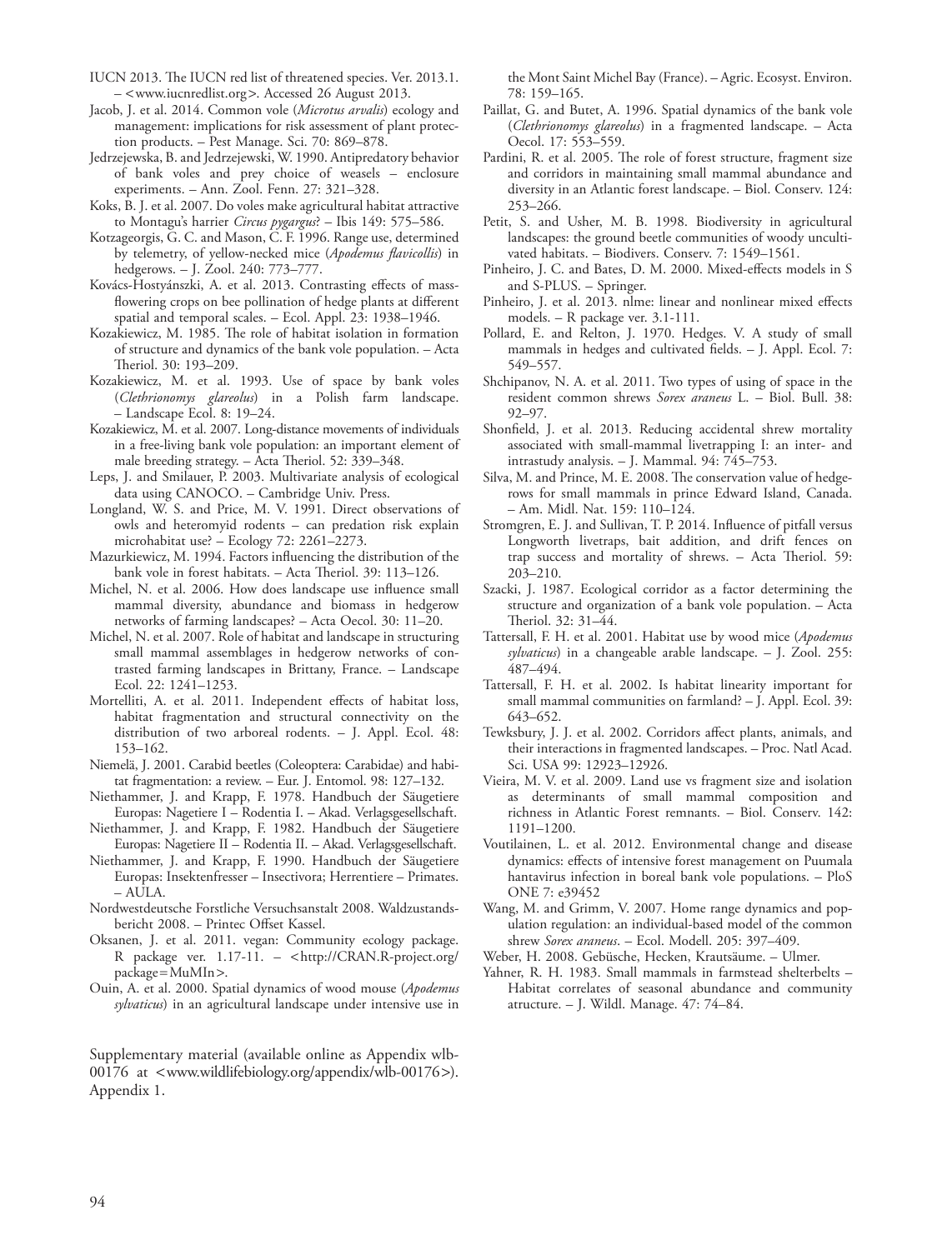IUCN 2013. The IUCN red list of threatened species. Ver. 2013.1. – <www.iucnredlist.org>. Accessed 26 August 2013.

Jacob, J. et al. 2014. Common vole (*Microtus arvalis*) ecology and management: implications for risk assessment of plant protection products. – Pest Manage. Sci. 70: 869–878.

Jedrzejewska, B. and Jedrzejewski, W. 1990. Antipredatory behavior of bank voles and prey choice of weasels – enclosure experiments. – Ann. Zool. Fenn. 27: 321–328.

Koks, B. J. et al. 2007. Do voles make agricultural habitat attractive to Montagu's harrier *Circus pygargus*? – Ibis 149: 575–586.

Kotzageorgis, G. C. and Mason, C. F. 1996. Range use, determined by telemetry, of yellow-necked mice (*Apodemus flavicollis*) in hedgerows. – J. Zool. 240: 773–777.

Kovács-Hostyánszki, A. et al. 2013. Contrasting effects of mass-flowering crops on bee pollination of hedge plants at different spatial and temporal scales. – Ecol. Appl. 23: 1938–1946.

Kozakiewicz, M. 1985. The role of habitat isolation in formation of structure and dynamics of the bank vole population. – Acta Theriol. 30: 193–209.

Kozakiewicz, M. et al. 1993. Use of space by bank voles (*Clethrionomys glareolus*) in a Polish farm landscape. – Landscape Ecol. 8: 19–24.

Kozakiewicz, M. et al. 2007. Long-distance movements of individuals in a free-living bank vole population: an important element of male breeding strategy. – Acta Theriol. 52: 339–348.

Leps, J. and Smilauer, P. 2003. Multivariate analysis of ecological data using CANOCO. – Cambridge Univ. Press.

Longland, W. S. and Price, M. V. 1991. Direct observations of owls and heteromyid rodents – can predation risk explain microhabitat use? – Ecology 72: 2261–2273.

Mazurkiewicz, M. 1994. Factors influencing the distribution of the bank vole in forest habitats. – Acta Theriol. 39: 113–126.

Michel, N. et al. 2006. How does landscape use influence small mammal diversity, abundance and biomass in hedgerow networks of farming landscapes? – Acta Oecol. 30: 11–20.

Michel, N. et al. 2007. Role of habitat and landscape in structuring small mammal assemblages in hedgerow networks of contrasted farming landscapes in Brittany, France. – Landscape Ecol. 22: 1241–1253.

Mortelliti, A. et al. 2011. Independent effects of habitat loss, habitat fragmentation and structural connectivity on the distribution of two arboreal rodents. – J. Appl. Ecol. 48: 153–162.

Niemelä, J. 2001. Carabid beetles (Coleoptera: Carabidae) and habitat fragmentation: a review. – Eur. J. Entomol. 98: 127–132.

Niethammer, J. and Krapp, F. 1978. Handbuch der Säugetiere Europas: Nagetiere I – Rodentia I. – Akad. Verlagsgesellschaft.

Niethammer, J. and Krapp, F. 1982. Handbuch der Säugetiere Europas: Nagetiere II – Rodentia II. – Akad. Verlagsgesellschaft.

Niethammer, J. and Krapp, F. 1990. Handbuch der Säugetiere Europas: Insektenfresser – Insectivora; Herrentiere – Primates. – AULA.

Nordwestdeutsche Forstliche Versuchsanstalt 2008. Waldzustandsbericht 2008. – Printec Offset Kassel.

Oksanen, J. et al. 2011. vegan: Community ecology package. R package ver. 1.17-11. – <http://CRAN.R-project.org/package=MuMIn>.

Ouin, A. et al. 2000. Spatial dynamics of wood mouse (*Apodemus sylvaticus*) in an agricultural landscape under intensive use in the Mont Saint Michel Bay (France). – Agric. Ecosyst. Environ. 78: 159–165.

Paillat, G. and Butet, A. 1996. Spatial dynamics of the bank vole (*Clethrionomys glareolus*) in a fragmented landscape. – Acta Oecol. 17: 553–559.

Pardini, R. et al. 2005. The role of forest structure, fragment size and corridors in maintaining small mammal abundance and diversity in an Atlantic forest landscape. – Biol. Conserv. 124: 253–266.

Petit, S. and Usher, M. B. 1998. Biodiversity in agricultural landscapes: the ground beetle communities of woody uncultivated habitats. – Biodivers. Conserv. 7: 1549–1561.

Pinheiro, J. C. and Bates, D. M. 2000. Mixed-effects models in S and S-PLUS. – Springer.

Pinheiro, J. et al. 2013. nlme: linear and nonlinear mixed effects models. – R package ver. 3.1-111.

Pollard, E. and Relton, J. 1970. Hedges. V. A study of small mammals in hedges and cultivated fields. – J. Appl. Ecol. 7: 549–557.

Shchipanov, N. A. et al. 2011. Two types of using of space in the resident common shrews *Sorex araneus* L. – Biol. Bull. 38: 92–97.

Shonfield, J. et al. 2013. Reducing accidental shrew mortality associated with small-mammal livetrapping I: an inter- and intrastudy analysis. – J. Mammal. 94: 745–753.

Silva, M. and Prince, M. E. 2008. The conservation value of hedgerows for small mammals in prince Edward Island, Canada. – Am. Midl. Nat. 159: 110–124.

Stromgren, E. J. and Sullivan, T. P. 2014. Influence of pitfall versus Longworth livetraps, bait addition, and drift fences on trap success and mortality of shrews. – Acta Theriol. 59: 203–210.

Szacki, J. 1987. Ecological corridor as a factor determining the structure and organization of a bank vole population. – Acta Theriol. 32: 31–44.

Tattersall, F. H. et al. 2001. Habitat use by wood mice (*Apodemus sylvaticus*) in a changeable arable landscape. – J. Zool. 255: 487–494.

Tattersall, F. H. et al. 2002. Is habitat linearity important for small mammal communities on farmland? – J. Appl. Ecol. 39: 643–652.

Tewksbury, J. J. et al. 2002. Corridors affect plants, animals, and their interactions in fragmented landscapes. – Proc. Natl Acad. Sci. USA 99: 12923–12926.

Vieira, M. V. et al. 2009. Land use vs fragment size and isolation as determinants of small mammal composition and richness in Atlantic Forest remnants. – Biol. Conserv. 142: 1191–1200.

Voutilainen, L. et al. 2012. Environmental change and disease dynamics: effects of intensive forest management on Puumala hantavirus infection in boreal bank vole populations. – PloS ONE 7: e39452

Wang, M. and Grimm, V. 2007. Home range dynamics and population regulation: an individual-based model of the common shrew *Sorex araneus*. – Ecol. Modell. 205: 397–409.

Weber, H. 2008. Gebüsche, Hecken, Krautsäume. – Ulmer.

Yahner, R. H. 1983. Small mammals in farmstead shelterbelts – Habitat correlates of seasonal abundance and community atructure. – J. Wildl. Manage. 47: 74–84.

Supplementary material (available online as Appendix wlb-00176 at <www.wildlifebiology.org/appendix/wlb-00176>). Appendix 1.